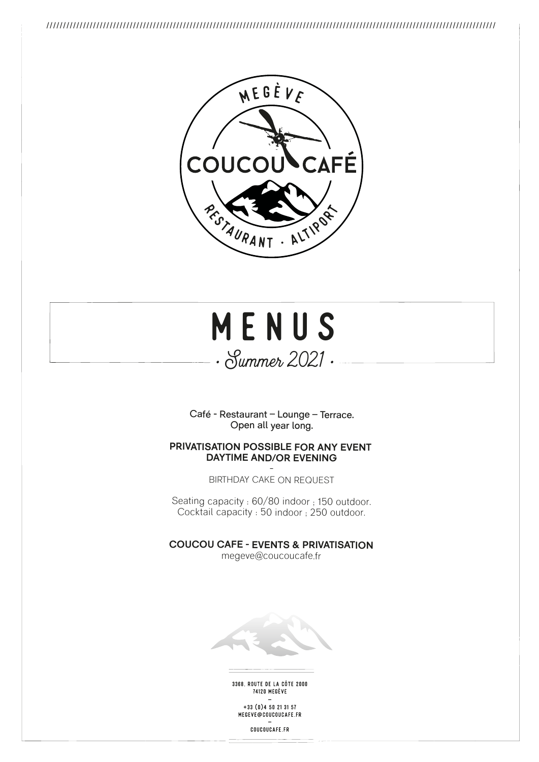MEGÈVE

COUCOU CAFÉ

RESTAURANT · ALTIPORT

# MENUS

*· Summer 2021 ·*

Café - Restaurant – Lounge – Terrace.
Open all year long.

**PRIVATISATION POSSIBLE FOR ANY EVENT**
**DAYTIME AND/OR EVENING**

–

BIRTHDAY CAKE ON REQUEST

Seating capacity : 60/80 indoor ; 150 outdoor.
Cocktail capacity : 50 indoor ; 250 outdoor.

**COUCOU CAFE - EVENTS & PRIVATISATION**
megeve@coucoucafe.fr

3368, ROUTE DE LA CÔTE 2000
74120 MEGÈVE

–

+33 (0)4 50 21 31 57
MEGEVE@COUCOUCAFE.FR

–

COUCOUCAFE.FR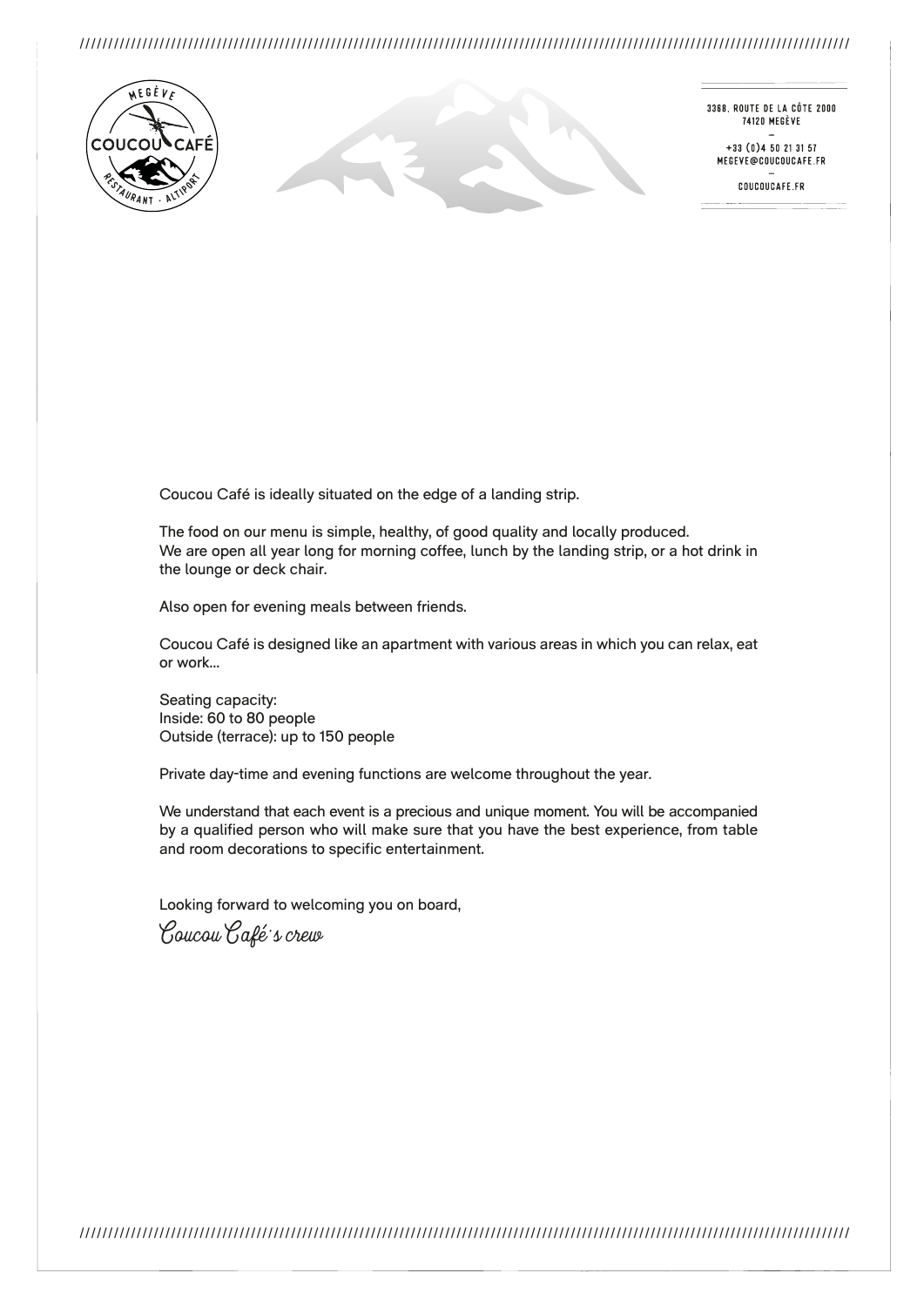3388, ROUTE DE LA CÔTE 2000
74120 MEGÈVE

+33 (0)4 50 21 31 57
MEGEVE@COUCOUCAFE.FR

COUCOUCAFE.FR

Coucou Café is ideally situated on the edge of a landing strip.

The food on our menu is simple, healthy, of good quality and locally produced.
We are open all year long for morning coffee, lunch by the landing strip, or a hot drink in the lounge or deck chair.

Also open for evening meals between friends.

Coucou Café is designed like an apartment with various areas in which you can relax, eat or work...

Seating capacity:
Inside: 60 to 80 people
Outside (terrace): up to 150 people

Private day-time and evening functions are welcome throughout the year.

We understand that each event is a precious and unique moment. You will be accompanied by a qualified person who will make sure that you have the best experience, from table and room decorations to specific entertainment.

Looking forward to welcoming you on board,

*Coucou Café's crew*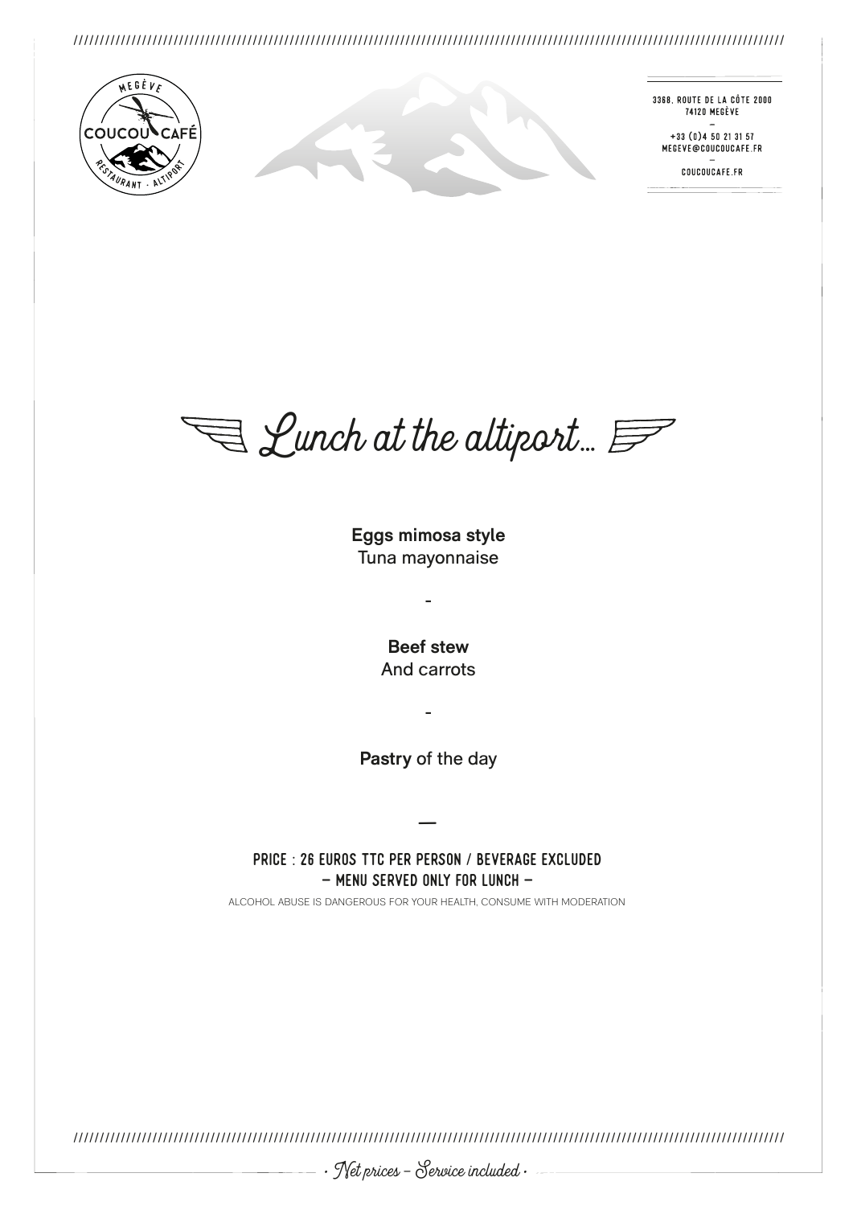3368, ROUTE DE LA CÔTE 2000
74120 MEGÈVE
–
+33 (0)4 50 21 31 57
MEGEVE@COUCOUCAFE.FR
–
COUCOUCAFE.FR

# Lunch at the altiport...

**Eggs mimosa style**
Tuna mayonnaise

-

**Beef stew**
And carrots

-

**Pastry** of the day

—

PRICE : 26 EUROS TTC PER PERSON / BEVERAGE EXCLUDED
– MENU SERVED ONLY FOR LUNCH –

ALCOHOL ABUSE IS DANGEROUS FOR YOUR HEALTH, CONSUME WITH MODERATION

· Net prices – Service included ·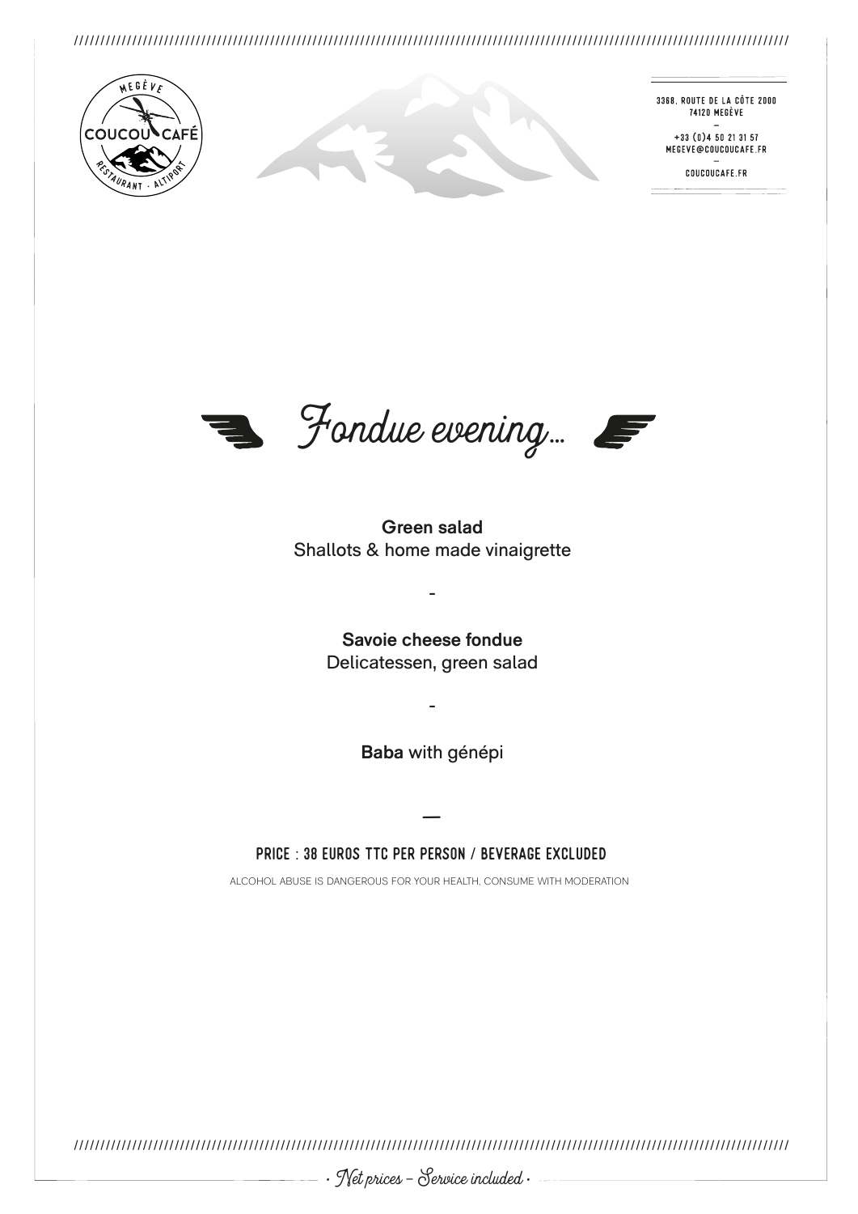3368, ROUTE DE LA CÔTE 2000
74120 MEGÈVE
–
+33 (0)4 50 21 31 57
MEGEVE@COUCOUCAFE.FR
–
COUCOUCAFE.FR

# *Fondue evening...*

**Green salad**
Shallots & home made vinaigrette

-

**Savoie cheese fondue**
Delicatessen, green salad

-

**Baba** with génépi

—

PRICE : 38 EUROS TTC PER PERSON / BEVERAGE EXCLUDED

ALCOHOL ABUSE IS DANGEROUS FOR YOUR HEALTH, CONSUME WITH MODERATION

*· Net prices – Service included ·*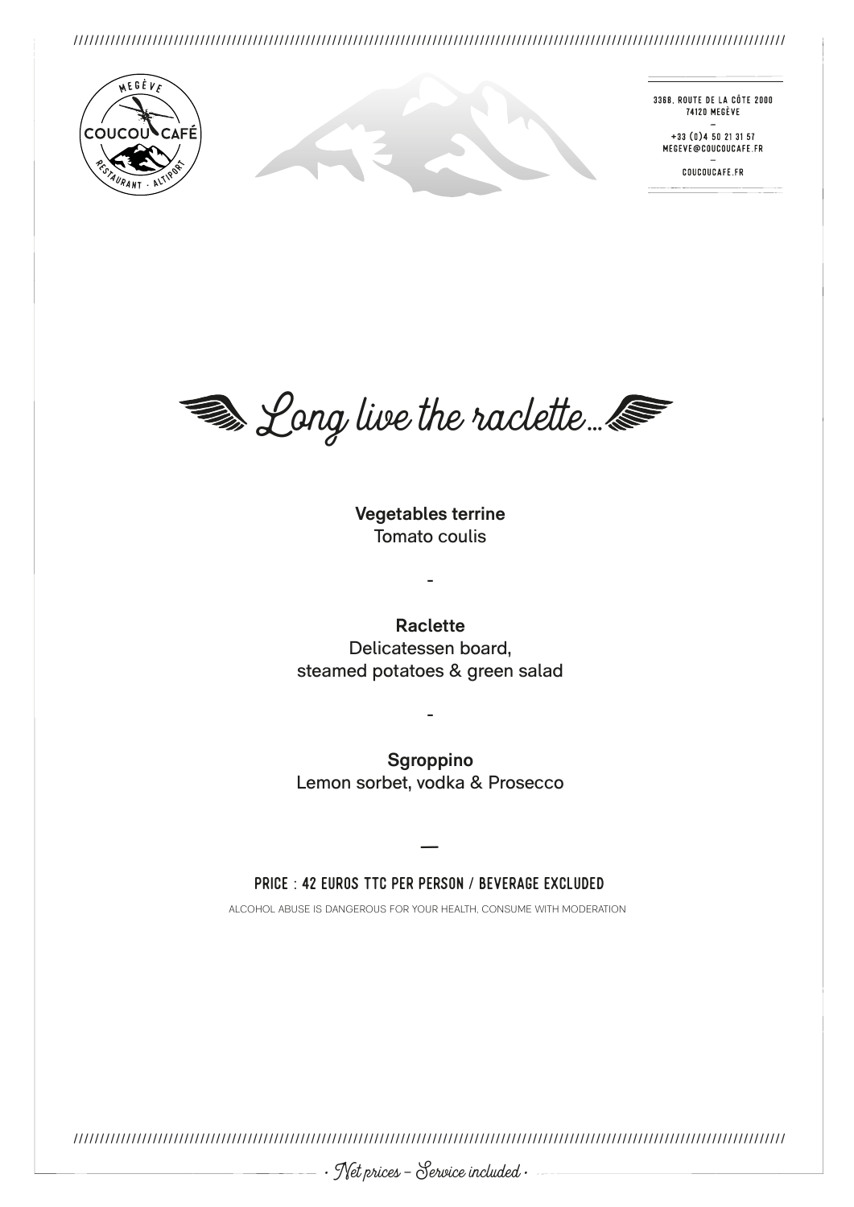3368, ROUTE DE LA CÔTE 2000
74120 MEGÈVE

+33 (0)4 50 21 31 57
MEGEVE@COUCOUCAFE.FR

COUCOUCAFE.FR

# *Long live the raclette...*

**Vegetables terrine**
Tomato coulis

-

**Raclette**
Delicatessen board,
steamed potatoes & green salad

-

**Sgroppino**
Lemon sorbet, vodka & Prosecco

—

PRICE : 42 EUROS TTC PER PERSON / BEVERAGE EXCLUDED

ALCOHOL ABUSE IS DANGEROUS FOR YOUR HEALTH, CONSUME WITH MODERATION

· *Net prices – Service included* ·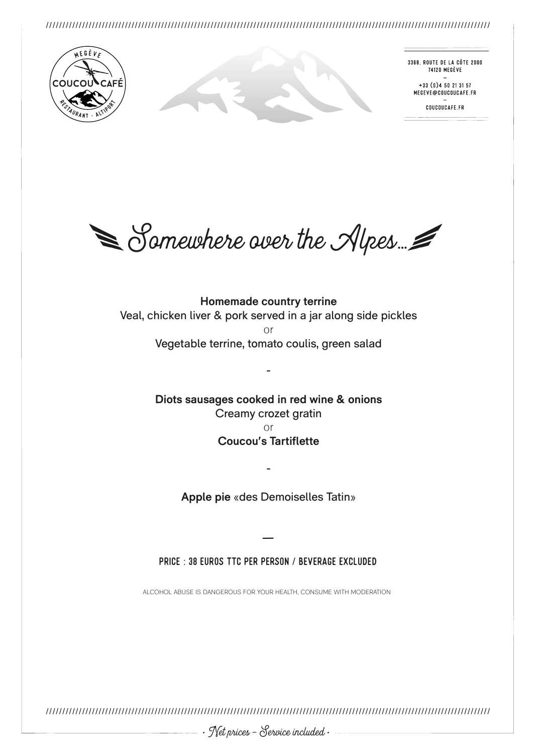3368, ROUTE DE LA CÔTE 2000
74120 MEGÈVE

+33 (0)4 50 21 31 57
MEGEVE@COUCOUCAFE.FR

COUCOUCAFE.FR

# Somewhere over the Alpes...

**Homemade country terrine**
Veal, chicken liver & pork served in a jar along side pickles
or
Vegetable terrine, tomato coulis, green salad

-

**Diots sausages cooked in red wine & onions**
Creamy crozet gratin
or
**Coucou's Tartiflette**

-

**Apple pie** «des Demoiselles Tatin»

—

PRICE : 38 EUROS TTC PER PERSON / BEVERAGE EXCLUDED

ALCOHOL ABUSE IS DANGEROUS FOR YOUR HEALTH, CONSUME WITH MODERATION

· Net prices – Service included ·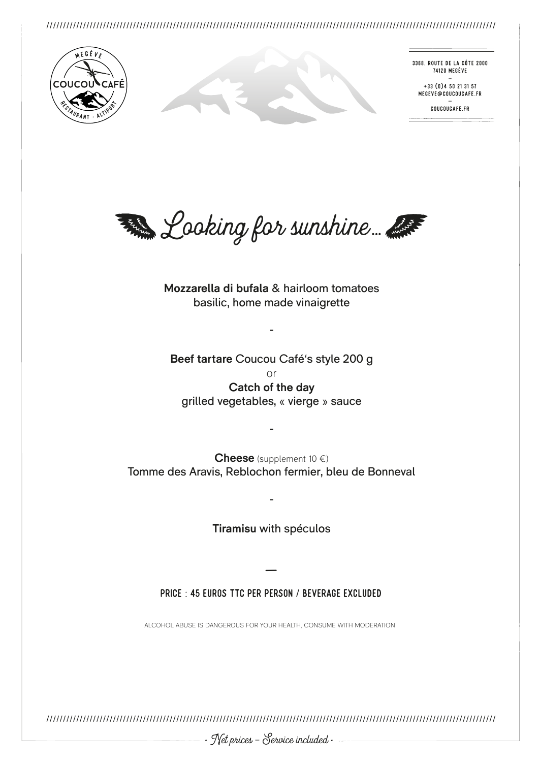3368, ROUTE DE LA CÔTE 2000
74120 MEGÈVE
–
+33 (0)4 50 21 31 57
MEGEVE@COUCOUCAFE.FR
–
COUCOUCAFE.FR

# *Looking for sunshine...*

**Mozzarella di bufala** & hairloom tomatoes
basilic, home made vinaigrette

-

**Beef tartare** Coucou Café's style 200 g
or
**Catch of the day**
grilled vegetables, « vierge » sauce

-

**Cheese** (supplement 10 €)
Tomme des Aravis, Reblochon fermier, bleu de Bonneval

-

**Tiramisu** with spéculos

—

PRICE : 45 EUROS TTC PER PERSON / BEVERAGE EXCLUDED

ALCOHOL ABUSE IS DANGEROUS FOR YOUR HEALTH, CONSUME WITH MODERATION

· *Net prices – Service included* ·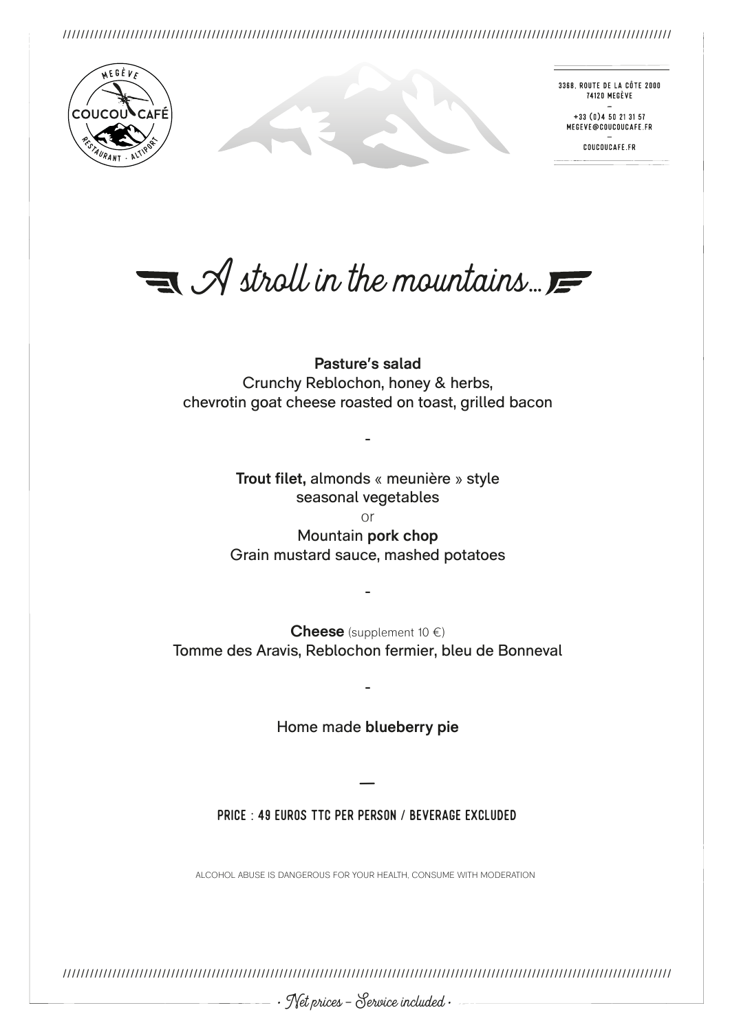3368, ROUTE DE LA CÔTE 2000
74120 MEGÈVE

+33 (0)4 50 21 31 57
MEGEVE@COUCOUCAFE.FR

COUCOUCAFE.FR

# *A stroll in the mountains...*

**Pasture's salad**
Crunchy Reblochon, honey & herbs,
chevrotin goat cheese roasted on toast, grilled bacon

-

**Trout filet,** almonds « meunière » style
seasonal vegetables
or
Mountain **pork chop**
Grain mustard sauce, mashed potatoes

-

**Cheese** (supplement 10 €)
Tomme des Aravis, Reblochon fermier, bleu de Bonneval

-

Home made **blueberry pie**

—

PRICE : 49 EUROS TTC PER PERSON / BEVERAGE EXCLUDED

ALCOHOL ABUSE IS DANGEROUS FOR YOUR HEALTH, CONSUME WITH MODERATION

*· Net prices – Service included ·*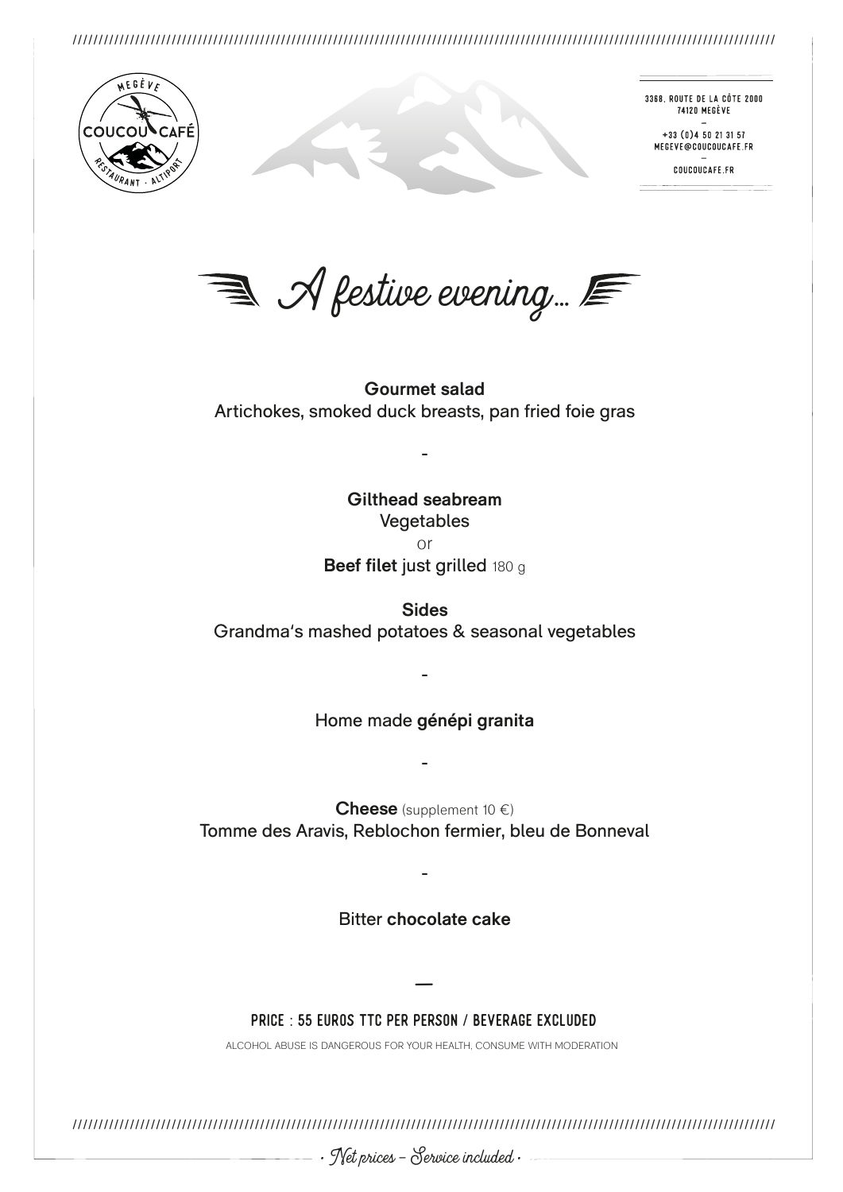3368, ROUTE DE LA CÔTE 2000
74120 MEGÈVE

+33 (0)4 50 21 31 57
MEGEVE@COUCOUCAFE.FR

COUCOUCAFE.FR

# *A festive evening...*

**Gourmet salad**
Artichokes, smoked duck breasts, pan fried foie gras

-

**Gilthead seabream**
Vegetables
or
**Beef filet** just grilled 180 g

**Sides**
Grandma's mashed potatoes & seasonal vegetables

-

Home made **génépi granita**

-

**Cheese** (supplement 10 €)
Tomme des Aravis, Reblochon fermier, bleu de Bonneval

-

Bitter **chocolate cake**

—

PRICE : 55 EUROS TTC PER PERSON / BEVERAGE EXCLUDED

ALCOHOL ABUSE IS DANGEROUS FOR YOUR HEALTH, CONSUME WITH MODERATION

*· Net prices – Service included ·*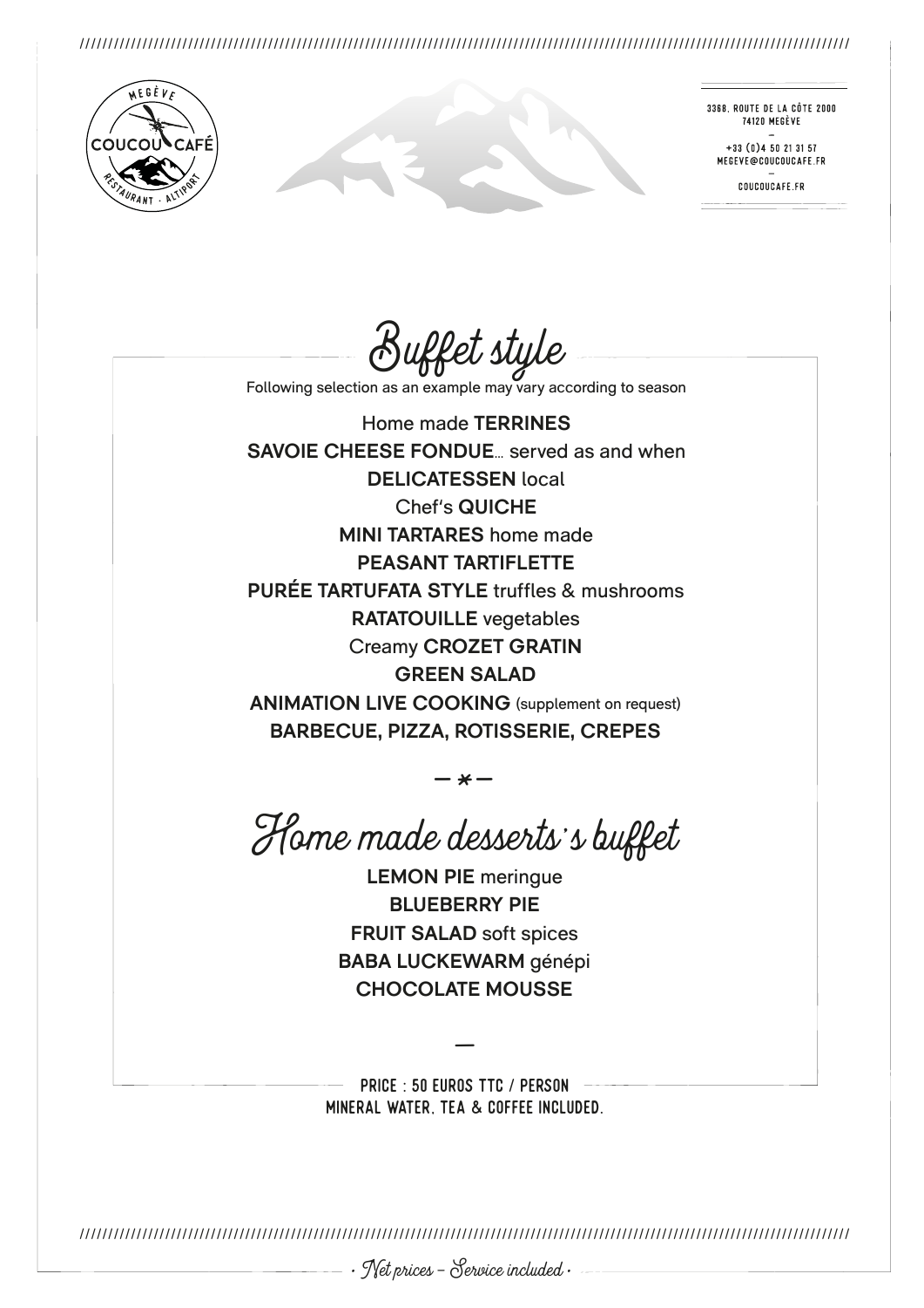3368, ROUTE DE LA CÔTE 2000
74120 MEGÈVE

+33 (0)4 50 21 31 57
MEGEVE@COUCOUCAFE.FR

COUCOUCAFE.FR

# Buffet style

Following selection as an example may vary according to season

Home made **TERRINES**
**SAVOIE CHEESE FONDUE**... served as and when
**DELICATESSEN** local
Chef's **QUICHE**
**MINI TARTARES** home made
**PEASANT TARTIFLETTE**
**PURÉE TARTUFATA STYLE** truffles & mushrooms
**RATATOUILLE** vegetables
Creamy **CROZET GRATIN**
**GREEN SALAD**
**ANIMATION LIVE COOKING** (supplement on request)
**BARBECUE, PIZZA, ROTISSERIE, CREPES**

— * —

# Home made desserts's buffet

**LEMON PIE** meringue
**BLUEBERRY PIE**
**FRUIT SALAD** soft spices
**BABA LUCKEWARM** génépi
**CHOCOLATE MOUSSE**

—

PRICE : 50 EUROS TTC / PERSON
MINERAL WATER, TEA & COFFEE INCLUDED.

· Net prices – Service included ·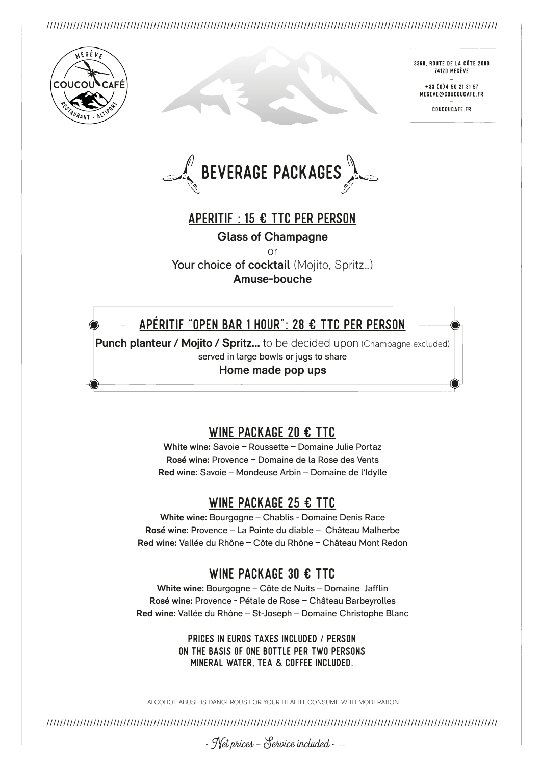3368, ROUTE DE LA CÔTE 2000
74120 MEGÈVE

+33 (0)4 50 21 31 57
MEGEVE@COUCOUCAFE.FR

COUCOUCAFE.FR

# BEVERAGE PACKAGES

## APERITIF : 15 € TTC PER PERSON

**Glass of Champagne**

or

Your choice of **cocktail** (Mojito, Spritz...)

**Amuse-bouche**

## APÉRITIF "OPEN BAR 1 HOUR": 28 € TTC PER PERSON

**Punch planteur / Mojito / Spritz...** to be decided upon (Champagne excluded)

served in large bowls or jugs to share

**Home made pop ups**

## WINE PACKAGE 20 € TTC

**White wine:** Savoie – Roussette – Domaine Julie Portaz

**Rosé wine:** Provence – Domaine de la Rose des Vents

**Red wine:** Savoie – Mondeuse Arbin – Domaine de l'Idylle

## WINE PACKAGE 25 € TTC

**White wine:** Bourgogne – Chablis - Domaine Denis Race

**Rosé wine:** Provence – La Pointe du diable – Château Malherbe

**Red wine:** Vallée du Rhône – Côte du Rhône – Château Mont Redon

## WINE PACKAGE 30 € TTC

**White wine:** Bourgogne – Côte de Nuits – Domaine Jafflin

**Rosé wine:** Provence - Pétale de Rose – Château Barbeyrolles

**Red wine:** Vallée du Rhône – St-Joseph – Domaine Christophe Blanc

PRICES IN EUROS TAXES INCLUDED / PERSON
ON THE BASIS OF ONE BOTTLE PER TWO PERSONS
MINERAL WATER, TEA & COFFEE INCLUDED.

ALCOHOL ABUSE IS DANGEROUS FOR YOUR HEALTH, CONSUME WITH MODERATION

*· Net prices – Service included ·*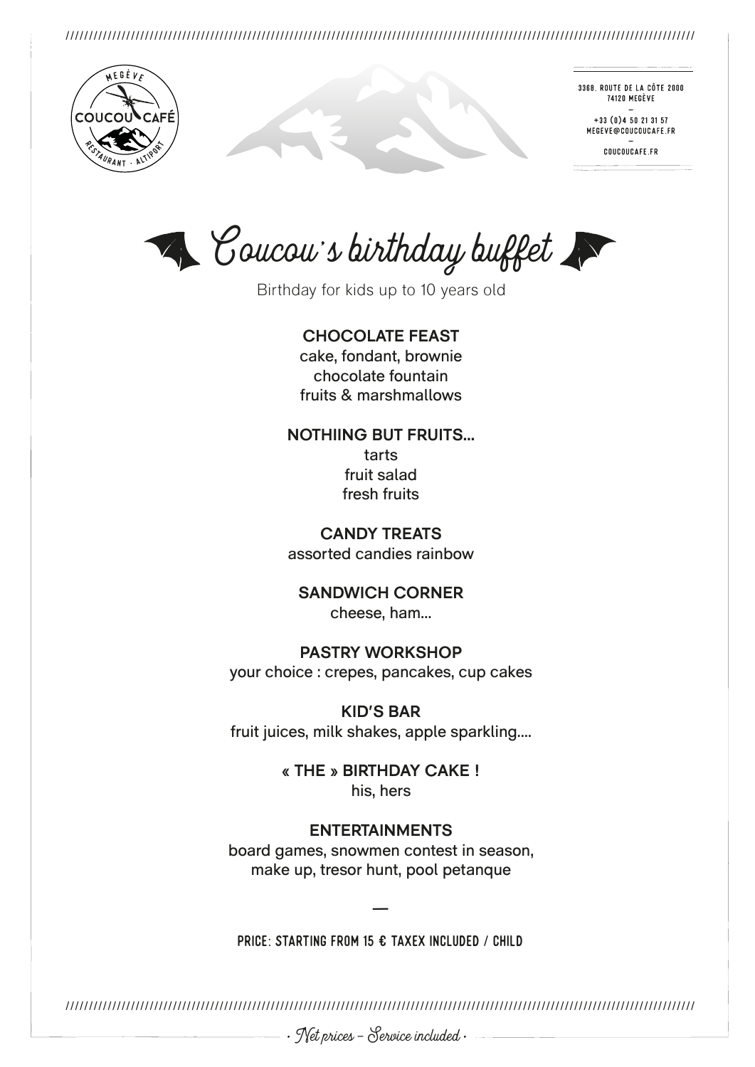MEGÈVE
COUCOU CAFÉ
RESTAURANT · ALTIPORT

3368, ROUTE DE LA CÔTE 2000
74120 MEGÈVE
—
+33 (0)4 50 21 31 57
MEGEVE@COUCOUCAFE.FR
—
COUCOUCAFE.FR

# Coucou's birthday buffet

Birthday for kids up to 10 years old

**CHOCOLATE FEAST**
cake, fondant, brownie
chocolate fountain
fruits & marshmallows

**NOTHIING BUT FRUITS...**
tarts
fruit salad
fresh fruits

**CANDY TREATS**
assorted candies rainbow

**SANDWICH CORNER**
cheese, ham...

**PASTRY WORKSHOP**
your choice : crepes, pancakes, cup cakes

**KID'S BAR**
fruit juices, milk shakes, apple sparkling....

**« THE » BIRTHDAY CAKE !**
his, hers

**ENTERTAINMENTS**
board games, snowmen contest in season,
make up, tresor hunt, pool petanque

—

PRICE: STARTING FROM 15 € TAXEX INCLUDED / CHILD

· *Net prices – Service included* ·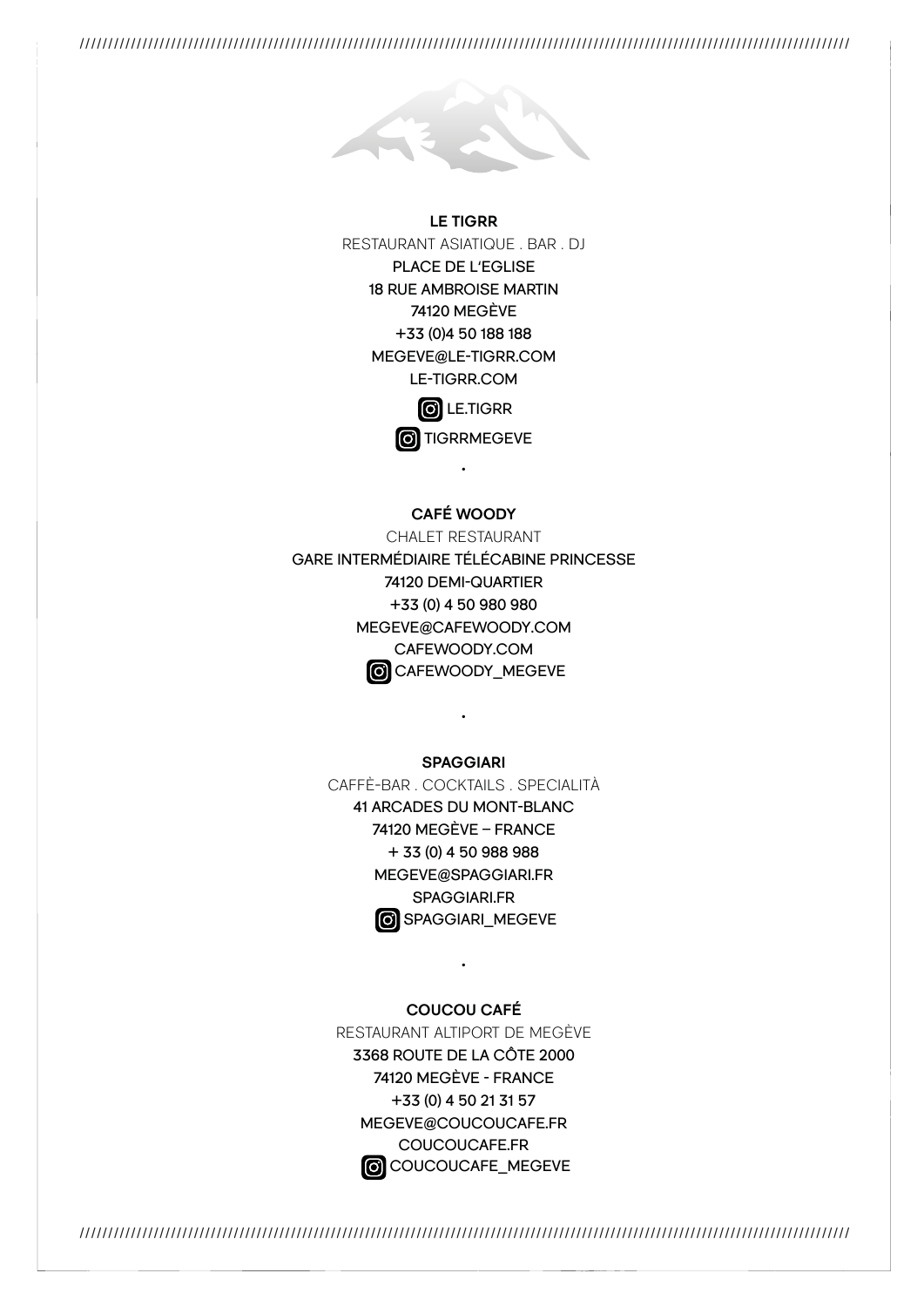**LE TIGRR**

RESTAURANT ASIATIQUE . BAR . DJ
PLACE DE L'EGLISE
18 RUE AMBROISE MARTIN
74120 MEGÈVE
+33 (0)4 50 188 188
MEGEVE@LE-TIGRR.COM
LE-TIGRR.COM
LE.TIGRR
TIGRRMEGEVE

.

**CAFÉ WOODY**

CHALET RESTAURANT
GARE INTERMÉDIAIRE TÉLÉCABINE PRINCESSE
74120 DEMI-QUARTIER
+33 (0) 4 50 980 980
MEGEVE@CAFEWOODY.COM
CAFEWOODY.COM
CAFEWOODY_MEGEVE

.

**SPAGGIARI**

CAFFÈ-BAR . COCKTAILS . SPECIALITÀ
41 ARCADES DU MONT-BLANC
74120 MEGÈVE – FRANCE
+ 33 (0) 4 50 988 988
MEGEVE@SPAGGIARI.FR
SPAGGIARI.FR
SPAGGIARI_MEGEVE

.

**COUCOU CAFÉ**

RESTAURANT ALTIPORT DE MEGÈVE
3368 ROUTE DE LA CÔTE 2000
74120 MEGÈVE - FRANCE
+33 (0) 4 50 21 31 57
MEGEVE@COUCOUCAFE.FR
COUCOUCAFE.FR
COUCOUCAFE_MEGEVE